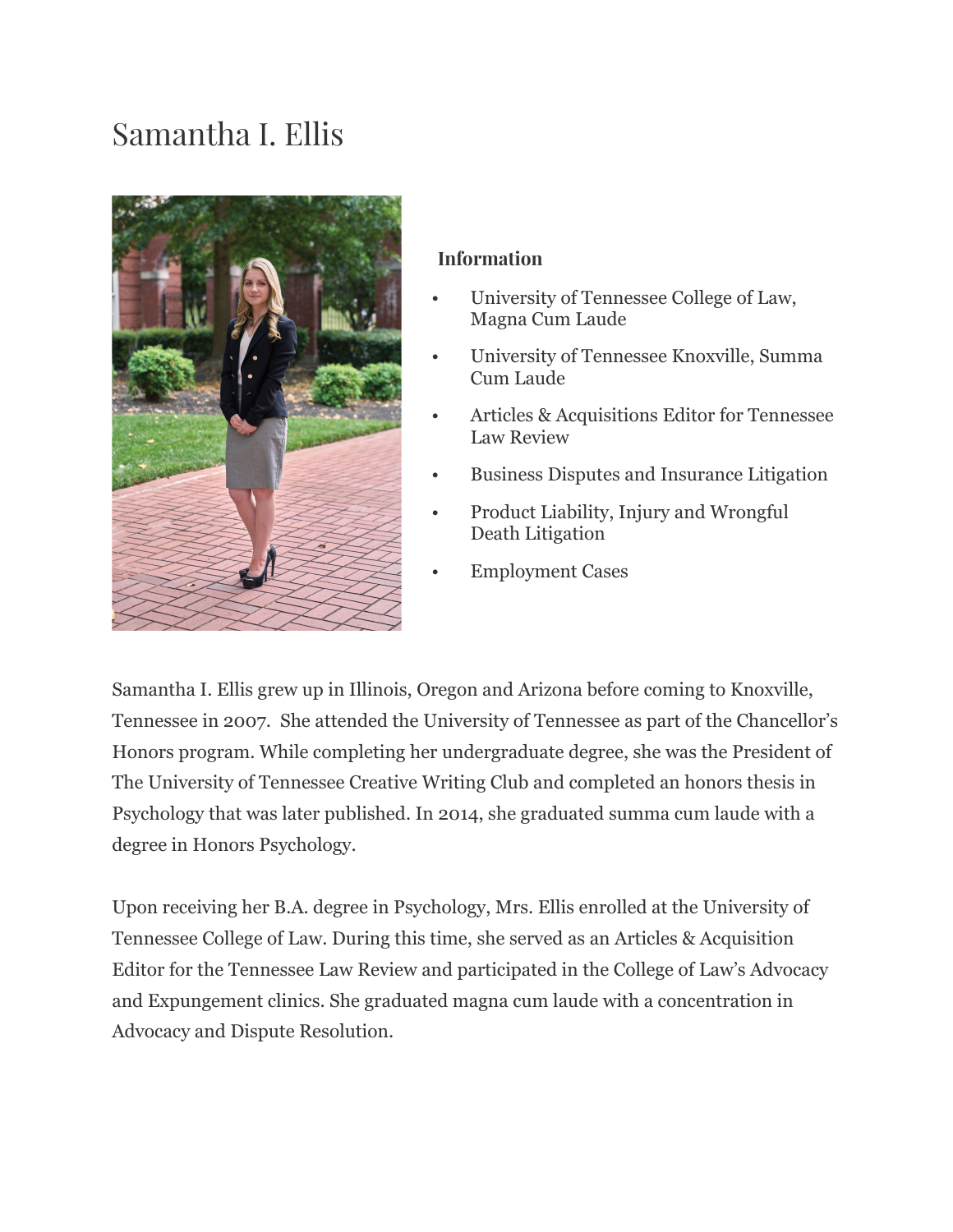# Samantha I. Ellis

**Information**

- University of Tennessee College of Law, Magna Cum Laude
- University of Tennessee Knoxville, Summa Cum Laude
- Articles & Acquisitions Editor for Tennessee Law Review
- Business Disputes and Insurance Litigation
- Product Liability, Injury and Wrongful Death Litigation
- Employment Cases

Samantha I. Ellis grew up in Illinois, Oregon and Arizona before coming to Knoxville, Tennessee in 2007. She attended the University of Tennessee as part of the Chancellor's Honors program. While completing her undergraduate degree, she was the President of The University of Tennessee Creative Writing Club and completed an honors thesis in Psychology that was later published. In 2014, she graduated summa cum laude with a degree in Honors Psychology.

Upon receiving her B.A. degree in Psychology, Mrs. Ellis enrolled at the University of Tennessee College of Law. During this time, she served as an Articles & Acquisition Editor for the Tennessee Law Review and participated in the College of Law's Advocacy and Expungement clinics. She graduated magna cum laude with a concentration in Advocacy and Dispute Resolution.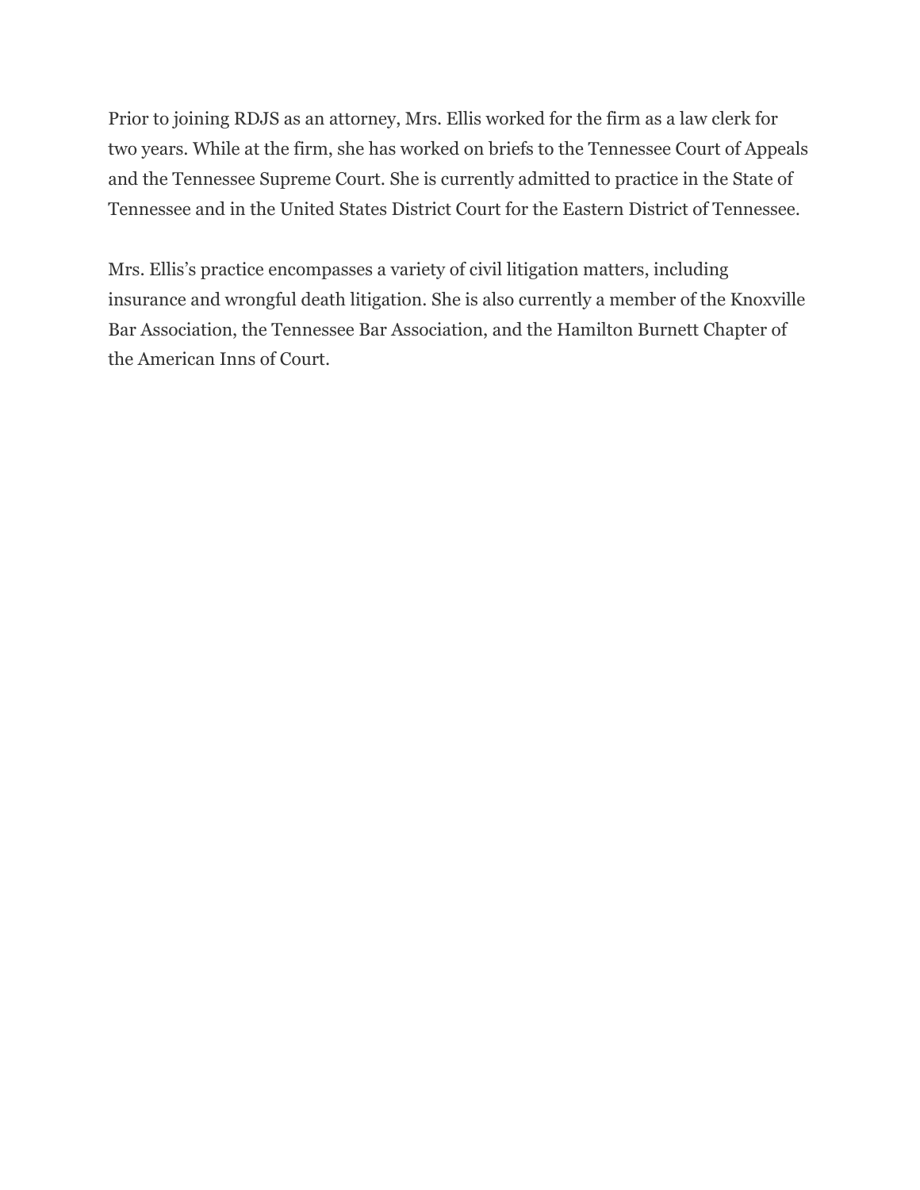Prior to joining RDJS as an attorney, Mrs. Ellis worked for the firm as a law clerk for two years. While at the firm, she has worked on briefs to the Tennessee Court of Appeals and the Tennessee Supreme Court. She is currently admitted to practice in the State of Tennessee and in the United States District Court for the Eastern District of Tennessee.

Mrs. Ellis's practice encompasses a variety of civil litigation matters, including insurance and wrongful death litigation. She is also currently a member of the Knoxville Bar Association, the Tennessee Bar Association, and the Hamilton Burnett Chapter of the American Inns of Court.